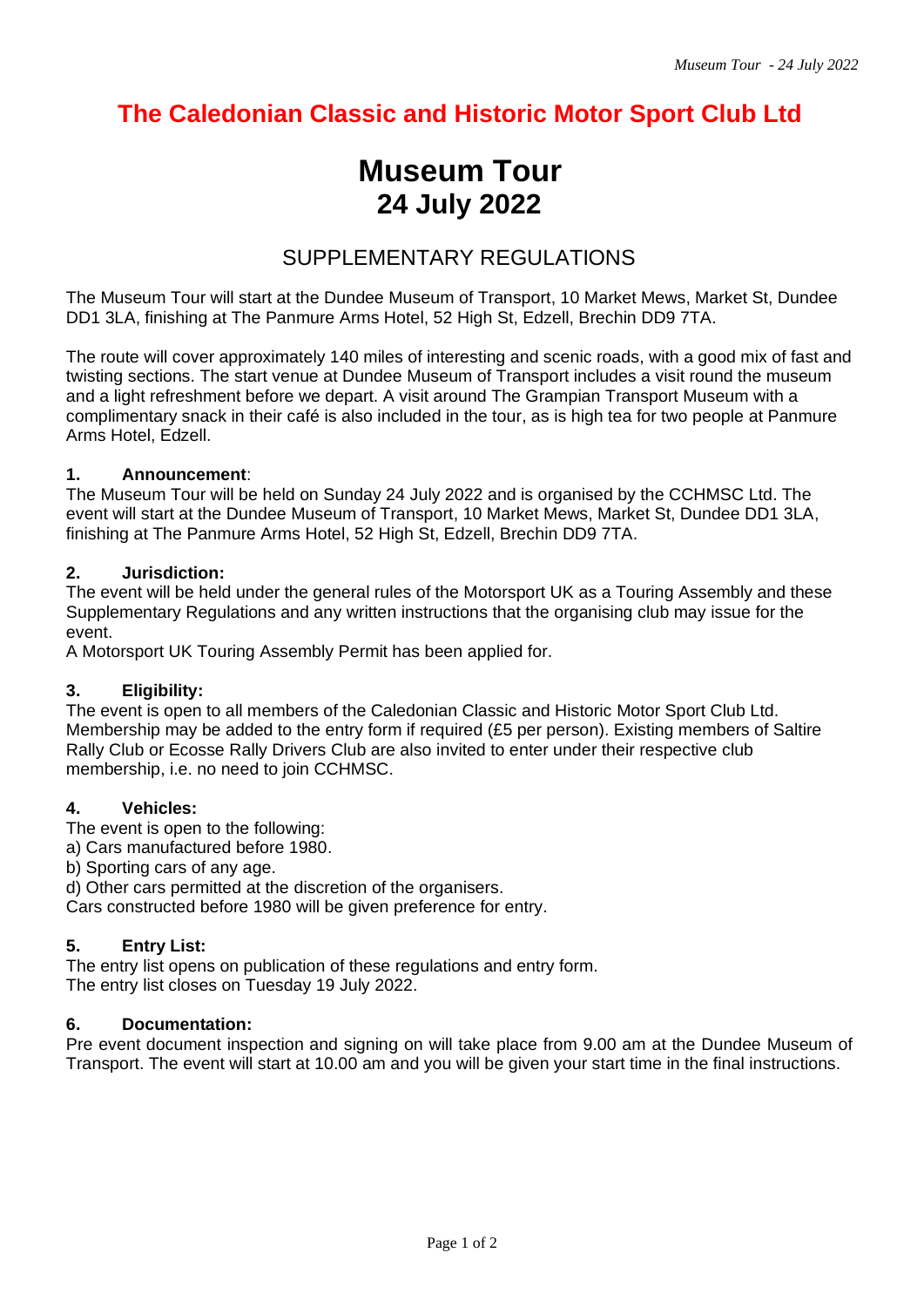# The Caledonian Classic and Historic Motor Sport Club Ltd

# Museum Tour
## 24 July 2022

## SUPPLEMENTARY REGULATIONS

The Museum Tour will start at the Dundee Museum of Transport, 10 Market Mews, Market St, Dundee DD1 3LA, finishing at The Panmure Arms Hotel, 52 High St, Edzell, Brechin DD9 7TA.

The route will cover approximately 140 miles of interesting and scenic roads, with a good mix of fast and twisting sections. The start venue at Dundee Museum of Transport includes a visit round the museum and a light refreshment before we depart. A visit around The Grampian Transport Museum with a complimentary snack in their café is also included in the tour, as is high tea for two people at Panmure Arms Hotel, Edzell.

**1. Announcement**:
The Museum Tour will be held on Sunday 24 July 2022 and is organised by the CCHMSC Ltd. The event will start at the Dundee Museum of Transport, 10 Market Mews, Market St, Dundee DD1 3LA, finishing at The Panmure Arms Hotel, 52 High St, Edzell, Brechin DD9 7TA.

**2. Jurisdiction:**
The event will be held under the general rules of the Motorsport UK as a Touring Assembly and these Supplementary Regulations and any written instructions that the organising club may issue for the event.
A Motorsport UK Touring Assembly Permit has been applied for.

**3. Eligibility:**
The event is open to all members of the Caledonian Classic and Historic Motor Sport Club Ltd. Membership may be added to the entry form if required (£5 per person). Existing members of Saltire Rally Club or Ecosse Rally Drivers Club are also invited to enter under their respective club membership, i.e. no need to join CCHMSC.

**4. Vehicles:**
The event is open to the following:
a) Cars manufactured before 1980.
b) Sporting cars of any age.
d) Other cars permitted at the discretion of the organisers.
Cars constructed before 1980 will be given preference for entry.

**5. Entry List:**
The entry list opens on publication of these regulations and entry form.
The entry list closes on Tuesday 19 July 2022.

**6. Documentation:**
Pre event document inspection and signing on will take place from 9.00 am at the Dundee Museum of Transport. The event will start at 10.00 am and you will be given your start time in the final instructions.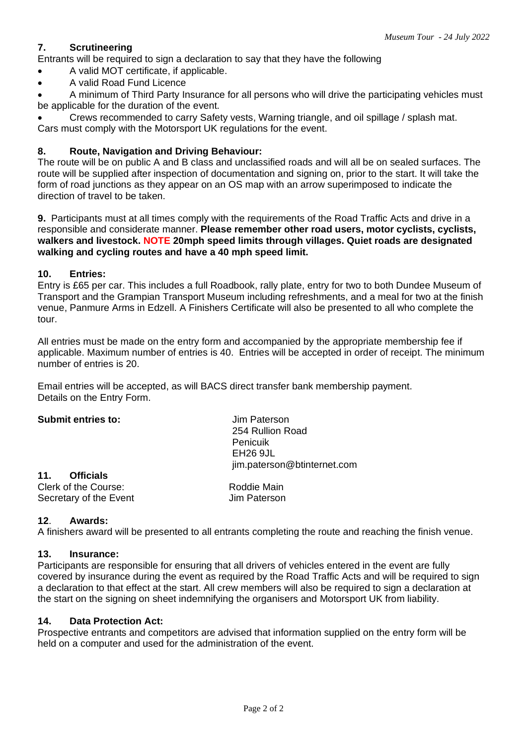## 7. Scrutineering

Entrants will be required to sign a declaration to say that they have the following

- A valid MOT certificate, if applicable.
- A valid Road Fund Licence
- A minimum of Third Party Insurance for all persons who will drive the participating vehicles must be applicable for the duration of the event.
- Crews recommended to carry Safety vests, Warning triangle, and oil spillage / splash mat.

Cars must comply with the Motorsport UK regulations for the event.

## 8. Route, Navigation and Driving Behaviour:

The route will be on public A and B class and unclassified roads and will all be on sealed surfaces. The route will be supplied after inspection of documentation and signing on, prior to the start. It will take the form of road junctions as they appear on an OS map with an arrow superimposed to indicate the direction of travel to be taken.

**9.** Participants must at all times comply with the requirements of the Road Traffic Acts and drive in a responsible and considerate manner. **Please remember other road users, motor cyclists, cyclists, walkers and livestock. NOTE 20mph speed limits through villages. Quiet roads are designated walking and cycling routes and have a 40 mph speed limit.**

## 10. Entries:

Entry is £65 per car. This includes a full Roadbook, rally plate, entry for two to both Dundee Museum of Transport and the Grampian Transport Museum including refreshments, and a meal for two at the finish venue, Panmure Arms in Edzell. A Finishers Certificate will also be presented to all who complete the tour.

All entries must be made on the entry form and accompanied by the appropriate membership fee if applicable. Maximum number of entries is 40. Entries will be accepted in order of receipt. The minimum number of entries is 20.

Email entries will be accepted, as will BACS direct transfer bank membership payment.
Details on the Entry Form.

**Submit entries to:**

Jim Paterson
254 Rullion Road
Penicuik
EH26 9JL
jim.paterson@btinternet.com

## 11. Officials

Clerk of the Course: Roddie Main
Secretary of the Event Jim Paterson

## 12. Awards:

A finishers award will be presented to all entrants completing the route and reaching the finish venue.

## 13. Insurance:

Participants are responsible for ensuring that all drivers of vehicles entered in the event are fully covered by insurance during the event as required by the Road Traffic Acts and will be required to sign a declaration to that effect at the start. All crew members will also be required to sign a declaration at the start on the signing on sheet indemnifying the organisers and Motorsport UK from liability.

## 14. Data Protection Act:

Prospective entrants and competitors are advised that information supplied on the entry form will be held on a computer and used for the administration of the event.